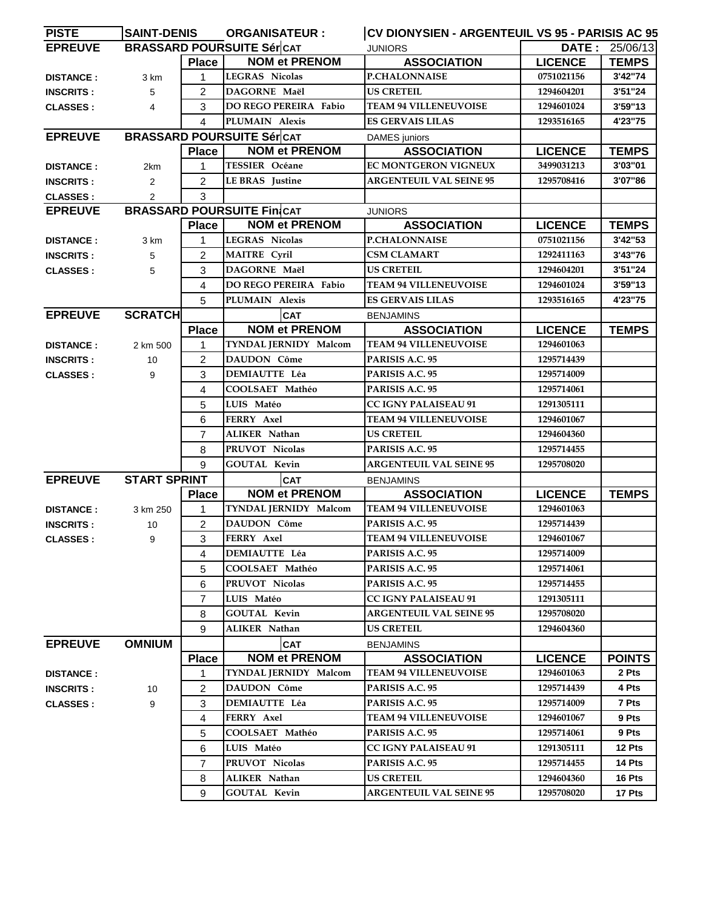| PISTE | SAINT-DENIS | ORGANISATEUR : | | CV DIONYSIEN - ARGENTEUIL VS 95 - PARISIS AC 95 | | |
|---|---|---|---|---|---|---|
| **EPREUVE** | **BRASSARD POURSUITE Sér** | | **CAT** | JUNIORS | **DATE :** | 25/06/13 |
| | | **Place** | **NOM et PRENOM** | **ASSOCIATION** | **LICENCE** | **TEMPS** |
| **DISTANCE :** | 3 km | 1 | LEGRAS Nicolas | P.CHALONNAISE | 0751021156 | 3'42"74 |
| **INSCRITS :** | 5 | 2 | DAGORNE Maël | US CRETEIL | 1294604201 | 3'51"24 |
| **CLASSES :** | 4 | 3 | DO REGO PEREIRA Fabio | TEAM 94 VILLENEUVOISE | 1294601024 | 3'59"13 |
| | | 4 | PLUMAIN Alexis | ES GERVAIS LILAS | 1293516165 | 4'23"75 |
| **EPREUVE** | **BRASSARD POURSUITE Sér** | | **CAT** | DAMES juniors | | |
| | | **Place** | **NOM et PRENOM** | **ASSOCIATION** | **LICENCE** | **TEMPS** |
| **DISTANCE :** | 2km | 1 | TESSIER Océane | EC MONTGERON VIGNEUX | 3499031213 | 3'03"01 |
| **INSCRITS :** | 2 | 2 | LE BRAS Justine | ARGENTEUIL VAL SEINE 95 | 1295708416 | 3'07"86 |
| **CLASSES :** | 2 | 3 | | | | |
| **EPREUVE** | **BRASSARD POURSUITE Fin** | | **CAT** | JUNIORS | | |
| | | **Place** | **NOM et PRENOM** | **ASSOCIATION** | **LICENCE** | **TEMPS** |
| **DISTANCE :** | 3 km | 1 | LEGRAS Nicolas | P.CHALONNAISE | 0751021156 | 3'42"53 |
| **INSCRITS :** | 5 | 2 | MAITRE Cyril | CSM CLAMART | 1292411163 | 3'43"76 |
| **CLASSES :** | 5 | 3 | DAGORNE Maël | US CRETEIL | 1294604201 | 3'51"24 |
| | | 4 | DO REGO PEREIRA Fabio | TEAM 94 VILLENEUVOISE | 1294601024 | 3'59"13 |
| | | 5 | PLUMAIN Alexis | ES GERVAIS LILAS | 1293516165 | 4'23"75 |
| **EPREUVE** | **SCRATCH** | | **CAT** | BENJAMINS | | |
| | | **Place** | **NOM et PRENOM** | **ASSOCIATION** | **LICENCE** | **TEMPS** |
| **DISTANCE :** | 2 km 500 | 1 | TYNDAL JERNIDY Malcom | TEAM 94 VILLENEUVOISE | 1294601063 | |
| **INSCRITS :** | 10 | 2 | DAUDON Côme | PARISIS A.C. 95 | 1295714439 | |
| **CLASSES :** | 9 | 3 | DEMIAUTTE Léa | PARISIS A.C. 95 | 1295714009 | |
| | | 4 | COOLSAET Mathéo | PARISIS A.C. 95 | 1295714061 | |
| | | 5 | LUIS Matéo | CC IGNY PALAISEAU 91 | 1291305111 | |
| | | 6 | FERRY Axel | TEAM 94 VILLENEUVOISE | 1294601067 | |
| | | 7 | ALIKER Nathan | US CRETEIL | 1294604360 | |
| | | 8 | PRUVOT Nicolas | PARISIS A.C. 95 | 1295714455 | |
| | | 9 | GOUTAL Kevin | ARGENTEUIL VAL SEINE 95 | 1295708020 | |
| **EPREUVE** | **START SPRINT** | | **CAT** | BENJAMINS | | |
| | | **Place** | **NOM et PRENOM** | **ASSOCIATION** | **LICENCE** | **TEMPS** |
| **DISTANCE :** | 3 km 250 | 1 | TYNDAL JERNIDY Malcom | TEAM 94 VILLENEUVOISE | 1294601063 | |
| **INSCRITS :** | 10 | 2 | DAUDON Côme | PARISIS A.C. 95 | 1295714439 | |
| **CLASSES :** | 9 | 3 | FERRY Axel | TEAM 94 VILLENEUVOISE | 1294601067 | |
| | | 4 | DEMIAUTTE Léa | PARISIS A.C. 95 | 1295714009 | |
| | | 5 | COOLSAET Mathéo | PARISIS A.C. 95 | 1295714061 | |
| | | 6 | PRUVOT Nicolas | PARISIS A.C. 95 | 1295714455 | |
| | | 7 | LUIS Matéo | CC IGNY PALAISEAU 91 | 1291305111 | |
| | | 8 | GOUTAL Kevin | ARGENTEUIL VAL SEINE 95 | 1295708020 | |
| | | 9 | ALIKER Nathan | US CRETEIL | 1294604360 | |
| **EPREUVE** | **OMNIUM** | | **CAT** | BENJAMINS | | |
| | | **Place** | **NOM et PRENOM** | **ASSOCIATION** | **LICENCE** | **POINTS** |
| **DISTANCE :** | | 1 | TYNDAL JERNIDY Malcom | TEAM 94 VILLENEUVOISE | 1294601063 | 2 Pts |
| **INSCRITS :** | 10 | 2 | DAUDON Côme | PARISIS A.C. 95 | 1295714439 | 4 Pts |
| **CLASSES :** | 9 | 3 | DEMIAUTTE Léa | PARISIS A.C. 95 | 1295714009 | 7 Pts |
| | | 4 | FERRY Axel | TEAM 94 VILLENEUVOISE | 1294601067 | 9 Pts |
| | | 5 | COOLSAET Mathéo | PARISIS A.C. 95 | 1295714061 | 9 Pts |
| | | 6 | LUIS Matéo | CC IGNY PALAISEAU 91 | 1291305111 | 12 Pts |
| | | 7 | PRUVOT Nicolas | PARISIS A.C. 95 | 1295714455 | 14 Pts |
| | | 8 | ALIKER Nathan | US CRETEIL | 1294604360 | 16 Pts |
| | | 9 | GOUTAL Kevin | ARGENTEUIL VAL SEINE 95 | 1295708020 | 17 Pts |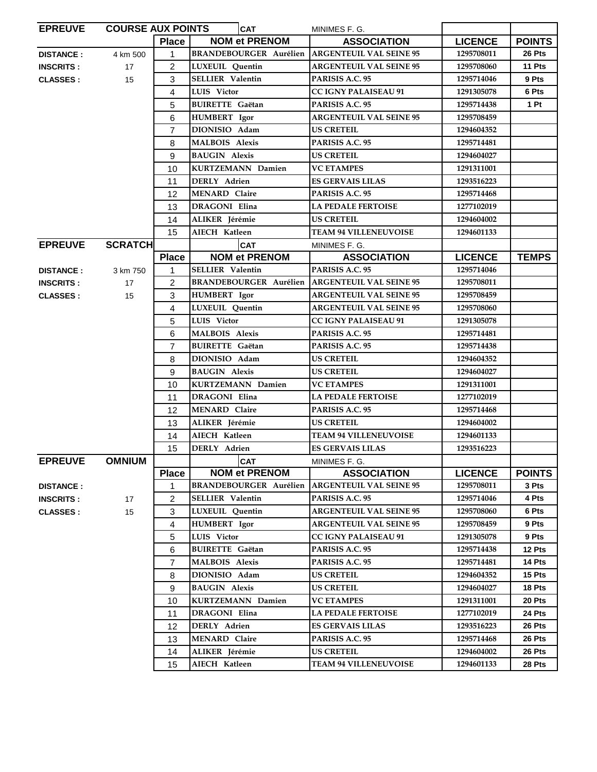| EPREUVE | COURSE AUX POINTS | | CAT | MINIMES F. G. | | |
|---|---|---|---|---|---|---|
| | | Place | NOM et PRENOM | ASSOCIATION | LICENCE | POINTS |
| DISTANCE : | 4 km 500 | 1 | BRANDEBOURGER Aurélien | ARGENTEUIL VAL SEINE 95 | 1295708011 | 26 Pts |
| INSCRITS : | 17 | 2 | LUXEUIL Quentin | ARGENTEUIL VAL SEINE 95 | 1295708060 | 11 Pts |
| CLASSES : | 15 | 3 | SELLIER Valentin | PARISIS A.C. 95 | 1295714046 | 9 Pts |
| | | 4 | LUIS Victor | CC IGNY PALAISEAU 91 | 1291305078 | 6 Pts |
| | | 5 | BUIRETTE Gaëtan | PARISIS A.C. 95 | 1295714438 | 1 Pt |
| | | 6 | HUMBERT Igor | ARGENTEUIL VAL SEINE 95 | 1295708459 | |
| | | 7 | DIONISIO Adam | US CRETEIL | 1294604352 | |
| | | 8 | MALBOIS Alexis | PARISIS A.C. 95 | 1295714481 | |
| | | 9 | BAUGIN Alexis | US CRETEIL | 1294604027 | |
| | | 10 | KURTZEMANN Damien | VC ETAMPES | 1291311001 | |
| | | 11 | DERLY Adrien | ES GERVAIS LILAS | 1293516223 | |
| | | 12 | MENARD Claire | PARISIS A.C. 95 | 1295714468 | |
| | | 13 | DRAGONI Elina | LA PEDALE FERTOISE | 1277102019 | |
| | | 14 | ALIKER Jérémie | US CRETEIL | 1294604002 | |
| | | 15 | AIECH Katleen | TEAM 94 VILLENEUVOISE | 1294601133 | |

| EPREUVE | SCRATCH | | CAT | MINIMES F. G. | | |
|---|---|---|---|---|---|---|
| | | Place | NOM et PRENOM | ASSOCIATION | LICENCE | TEMPS |
| DISTANCE : | 3 km 750 | 1 | SELLIER Valentin | PARISIS A.C. 95 | 1295714046 | |
| INSCRITS : | 17 | 2 | BRANDEBOURGER Aurélien | ARGENTEUIL VAL SEINE 95 | 1295708011 | |
| CLASSES : | 15 | 3 | HUMBERT Igor | ARGENTEUIL VAL SEINE 95 | 1295708459 | |
| | | 4 | LUXEUIL Quentin | ARGENTEUIL VAL SEINE 95 | 1295708060 | |
| | | 5 | LUIS Victor | CC IGNY PALAISEAU 91 | 1291305078 | |
| | | 6 | MALBOIS Alexis | PARISIS A.C. 95 | 1295714481 | |
| | | 7 | BUIRETTE Gaëtan | PARISIS A.C. 95 | 1295714438 | |
| | | 8 | DIONISIO Adam | US CRETEIL | 1294604352 | |
| | | 9 | BAUGIN Alexis | US CRETEIL | 1294604027 | |
| | | 10 | KURTZEMANN Damien | VC ETAMPES | 1291311001 | |
| | | 11 | DRAGONI Elina | LA PEDALE FERTOISE | 1277102019 | |
| | | 12 | MENARD Claire | PARISIS A.C. 95 | 1295714468 | |
| | | 13 | ALIKER Jérémie | US CRETEIL | 1294604002 | |
| | | 14 | AIECH Katleen | TEAM 94 VILLENEUVOISE | 1294601133 | |
| | | 15 | DERLY Adrien | ES GERVAIS LILAS | 1293516223 | |

| EPREUVE | OMNIUM | | CAT | MINIMES F. G. | | |
|---|---|---|---|---|---|---|
| | | Place | NOM et PRENOM | ASSOCIATION | LICENCE | POINTS |
| DISTANCE : | | 1 | BRANDEBOURGER Aurélien | ARGENTEUIL VAL SEINE 95 | 1295708011 | 3 Pts |
| INSCRITS : | 17 | 2 | SELLIER Valentin | PARISIS A.C. 95 | 1295714046 | 4 Pts |
| CLASSES : | 15 | 3 | LUXEUIL Quentin | ARGENTEUIL VAL SEINE 95 | 1295708060 | 6 Pts |
| | | 4 | HUMBERT Igor | ARGENTEUIL VAL SEINE 95 | 1295708459 | 9 Pts |
| | | 5 | LUIS Victor | CC IGNY PALAISEAU 91 | 1291305078 | 9 Pts |
| | | 6 | BUIRETTE Gaëtan | PARISIS A.C. 95 | 1295714438 | 12 Pts |
| | | 7 | MALBOIS Alexis | PARISIS A.C. 95 | 1295714481 | 14 Pts |
| | | 8 | DIONISIO Adam | US CRETEIL | 1294604352 | 15 Pts |
| | | 9 | BAUGIN Alexis | US CRETEIL | 1294604027 | 18 Pts |
| | | 10 | KURTZEMANN Damien | VC ETAMPES | 1291311001 | 20 Pts |
| | | 11 | DRAGONI Elina | LA PEDALE FERTOISE | 1277102019 | 24 Pts |
| | | 12 | DERLY Adrien | ES GERVAIS LILAS | 1293516223 | 26 Pts |
| | | 13 | MENARD Claire | PARISIS A.C. 95 | 1295714468 | 26 Pts |
| | | 14 | ALIKER Jérémie | US CRETEIL | 1294604002 | 26 Pts |
| | | 15 | AIECH Katleen | TEAM 94 VILLENEUVOISE | 1294601133 | 28 Pts |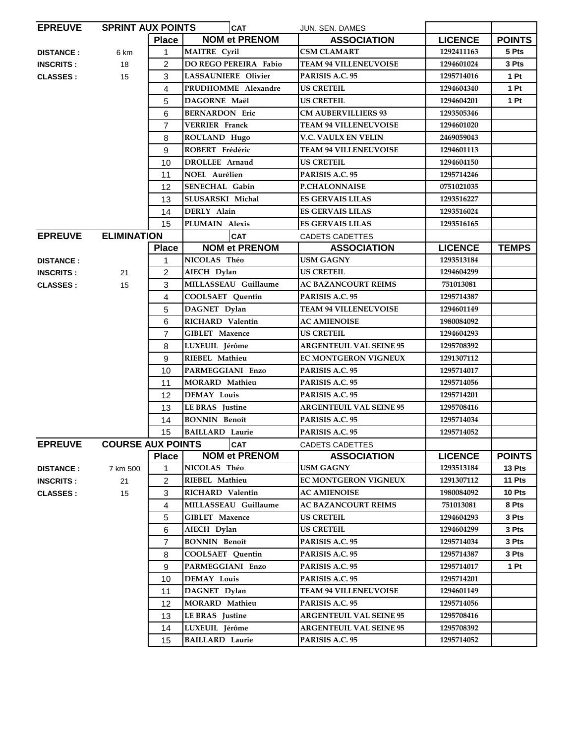| EPREUVE | SPRINT AUX POINTS | | CAT | JUN. SEN. DAMES | | |
|---|---|---|---|---|---|---|
| | | **Place** | **NOM et PRENOM** | **ASSOCIATION** | **LICENCE** | **POINTS** |
| **DISTANCE :** | 6 km | 1 | MAITRE Cyril | CSM CLAMART | 1292411163 | 5 Pts |
| **INSCRITS :** | 18 | 2 | DO REGO PEREIRA Fabio | TEAM 94 VILLENEUVOISE | 1294601024 | 3 Pts |
| **CLASSES :** | 15 | 3 | LASSAUNIERE Olivier | PARISIS A.C. 95 | 1295714016 | 1 Pt |
| | | 4 | PRUDHOMME Alexandre | US CRETEIL | 1294604340 | 1 Pt |
| | | 5 | DAGORNE Maël | US CRETEIL | 1294604201 | 1 Pt |
| | | 6 | BERNARDON Eric | CM AUBERVILLIERS 93 | 1293505346 | |
| | | 7 | VERRIER Franck | TEAM 94 VILLENEUVOISE | 1294601020 | |
| | | 8 | ROULAND Hugo | V.C. VAULX EN VELIN | 2469059043 | |
| | | 9 | ROBERT Frédéric | TEAM 94 VILLENEUVOISE | 1294601113 | |
| | | 10 | DROLLEE Arnaud | US CRETEIL | 1294604150 | |
| | | 11 | NOEL Aurélien | PARISIS A.C. 95 | 1295714246 | |
| | | 12 | SENECHAL Gabin | P.CHALONNAISE | 0751021035 | |
| | | 13 | SLUSARSKI Michal | ES GERVAIS LILAS | 1293516227 | |
| | | 14 | DERLY Alain | ES GERVAIS LILAS | 1293516024 | |
| | | 15 | PLUMAIN Alexis | ES GERVAIS LILAS | 1293516165 | |

| EPREUVE | ELIMINATION | | CAT | CADETS CADETTES | | |
|---|---|---|---|---|---|---|
| | | **Place** | **NOM et PRENOM** | **ASSOCIATION** | **LICENCE** | **TEMPS** |
| **DISTANCE :** | | 1 | NICOLAS Théo | USM GAGNY | 1293513184 | |
| **INSCRITS :** | 21 | 2 | AIECH Dylan | US CRETEIL | 1294604299 | |
| **CLASSES :** | 15 | 3 | MILLASSEAU Guillaume | AC BAZANCOURT REIMS | 751013081 | |
| | | 4 | COOLSAET Quentin | PARISIS A.C. 95 | 1295714387 | |
| | | 5 | DAGNET Dylan | TEAM 94 VILLENEUVOISE | 1294601149 | |
| | | 6 | RICHARD Valentin | AC AMIENOISE | 1980084092 | |
| | | 7 | GIBLET Maxence | US CRETEIL | 1294604293 | |
| | | 8 | LUXEUIL Jérôme | ARGENTEUIL VAL SEINE 95 | 1295708392 | |
| | | 9 | RIEBEL Mathieu | EC MONTGERON VIGNEUX | 1291307112 | |
| | | 10 | PARMEGGIANI Enzo | PARISIS A.C. 95 | 1295714017 | |
| | | 11 | MORARD Mathieu | PARISIS A.C. 95 | 1295714056 | |
| | | 12 | DEMAY Louis | PARISIS A.C. 95 | 1295714201 | |
| | | 13 | LE BRAS Justine | ARGENTEUIL VAL SEINE 95 | 1295708416 | |
| | | 14 | BONNIN Benoît | PARISIS A.C. 95 | 1295714034 | |
| | | 15 | BAILLARD Laurie | PARISIS A.C. 95 | 1295714052 | |

| EPREUVE | COURSE AUX POINTS | | CAT | CADETS CADETTES | | |
|---|---|---|---|---|---|---|
| | | **Place** | **NOM et PRENOM** | **ASSOCIATION** | **LICENCE** | **POINTS** |
| **DISTANCE :** | 7 km 500 | 1 | NICOLAS Théo | USM GAGNY | 1293513184 | 13 Pts |
| **INSCRITS :** | 21 | 2 | RIEBEL Mathieu | EC MONTGERON VIGNEUX | 1291307112 | 11 Pts |
| **CLASSES :** | 15 | 3 | RICHARD Valentin | AC AMIENOISE | 1980084092 | 10 Pts |
| | | 4 | MILLASSEAU Guillaume | AC BAZANCOURT REIMS | 751013081 | 8 Pts |
| | | 5 | GIBLET Maxence | US CRETEIL | 1294604293 | 3 Pts |
| | | 6 | AIECH Dylan | US CRETEIL | 1294604299 | 3 Pts |
| | | 7 | BONNIN Benoît | PARISIS A.C. 95 | 1295714034 | 3 Pts |
| | | 8 | COOLSAET Quentin | PARISIS A.C. 95 | 1295714387 | 3 Pts |
| | | 9 | PARMEGGIANI Enzo | PARISIS A.C. 95 | 1295714017 | 1 Pt |
| | | 10 | DEMAY Louis | PARISIS A.C. 95 | 1295714201 | |
| | | 11 | DAGNET Dylan | TEAM 94 VILLENEUVOISE | 1294601149 | |
| | | 12 | MORARD Mathieu | PARISIS A.C. 95 | 1295714056 | |
| | | 13 | LE BRAS Justine | ARGENTEUIL VAL SEINE 95 | 1295708416 | |
| | | 14 | LUXEUIL Jérôme | ARGENTEUIL VAL SEINE 95 | 1295708392 | |
| | | 15 | BAILLARD Laurie | PARISIS A.C. 95 | 1295714052 | |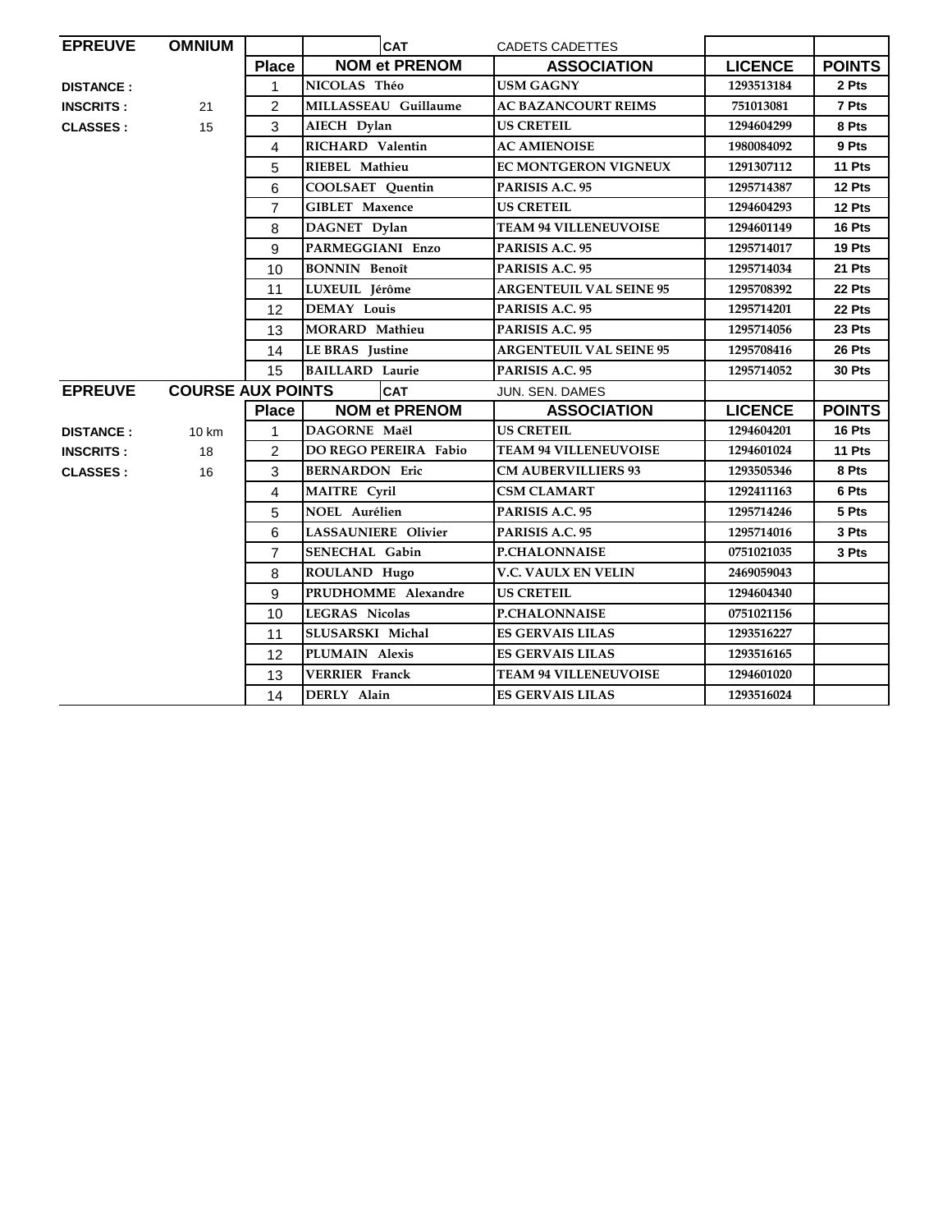| EPREUVE | OMNIUM | | | CAT | CADETS CADETTES | | |
|---|---|---|---|---|---|---|---|
| | | Place | NOM et PRENOM | | ASSOCIATION | LICENCE | POINTS |
| DISTANCE : | | 1 | NICOLAS Théo | | USM GAGNY | 1293513184 | 2 Pts |
| INSCRITS : | 21 | 2 | MILLASSEAU Guillaume | | AC BAZANCOURT REIMS | 751013081 | 7 Pts |
| CLASSES : | 15 | 3 | AIECH Dylan | | US CRETEIL | 1294604299 | 8 Pts |
| | | 4 | RICHARD Valentin | | AC AMIENOISE | 1980084092 | 9 Pts |
| | | 5 | RIEBEL Mathieu | | EC MONTGERON VIGNEUX | 1291307112 | 11 Pts |
| | | 6 | COOLSAET Quentin | | PARISIS A.C. 95 | 1295714387 | 12 Pts |
| | | 7 | GIBLET Maxence | | US CRETEIL | 1294604293 | 12 Pts |
| | | 8 | DAGNET Dylan | | TEAM 94 VILLENEUVOISE | 1294601149 | 16 Pts |
| | | 9 | PARMEGGIANI Enzo | | PARISIS A.C. 95 | 1295714017 | 19 Pts |
| | | 10 | BONNIN Benoît | | PARISIS A.C. 95 | 1295714034 | 21 Pts |
| | | 11 | LUXEUIL Jérôme | | ARGENTEUIL VAL SEINE 95 | 1295708392 | 22 Pts |
| | | 12 | DEMAY Louis | | PARISIS A.C. 95 | 1295714201 | 22 Pts |
| | | 13 | MORARD Mathieu | | PARISIS A.C. 95 | 1295714056 | 23 Pts |
| | | 14 | LE BRAS Justine | | ARGENTEUIL VAL SEINE 95 | 1295708416 | 26 Pts |
| | | 15 | BAILLARD Laurie | | PARISIS A.C. 95 | 1295714052 | 30 Pts |

| EPREUVE | COURSE AUX POINTS | | | CAT | JUN. SEN. DAMES | | |
|---|---|---|---|---|---|---|---|
| | | Place | NOM et PRENOM | | ASSOCIATION | LICENCE | POINTS |
| DISTANCE : | 10 km | 1 | DAGORNE Maël | | US CRETEIL | 1294604201 | 16 Pts |
| INSCRITS : | 18 | 2 | DO REGO PEREIRA Fabio | | TEAM 94 VILLENEUVOISE | 1294601024 | 11 Pts |
| CLASSES : | 16 | 3 | BERNARDON Eric | | CM AUBERVILLIERS 93 | 1293505346 | 8 Pts |
| | | 4 | MAITRE Cyril | | CSM CLAMART | 1292411163 | 6 Pts |
| | | 5 | NOEL Aurélien | | PARISIS A.C. 95 | 1295714246 | 5 Pts |
| | | 6 | LASSAUNIERE Olivier | | PARISIS A.C. 95 | 1295714016 | 3 Pts |
| | | 7 | SENECHAL Gabin | | P.CHALONNAISE | 0751021035 | 3 Pts |
| | | 8 | ROULAND Hugo | | V.C. VAULX EN VELIN | 2469059043 | |
| | | 9 | PRUDHOMME Alexandre | | US CRETEIL | 1294604340 | |
| | | 10 | LEGRAS Nicolas | | P.CHALONNAISE | 0751021156 | |
| | | 11 | SLUSARSKI Michal | | ES GERVAIS LILAS | 1293516227 | |
| | | 12 | PLUMAIN Alexis | | ES GERVAIS LILAS | 1293516165 | |
| | | 13 | VERRIER Franck | | TEAM 94 VILLENEUVOISE | 1294601020 | |
| | | 14 | DERLY Alain | | ES GERVAIS LILAS | 1293516024 | |